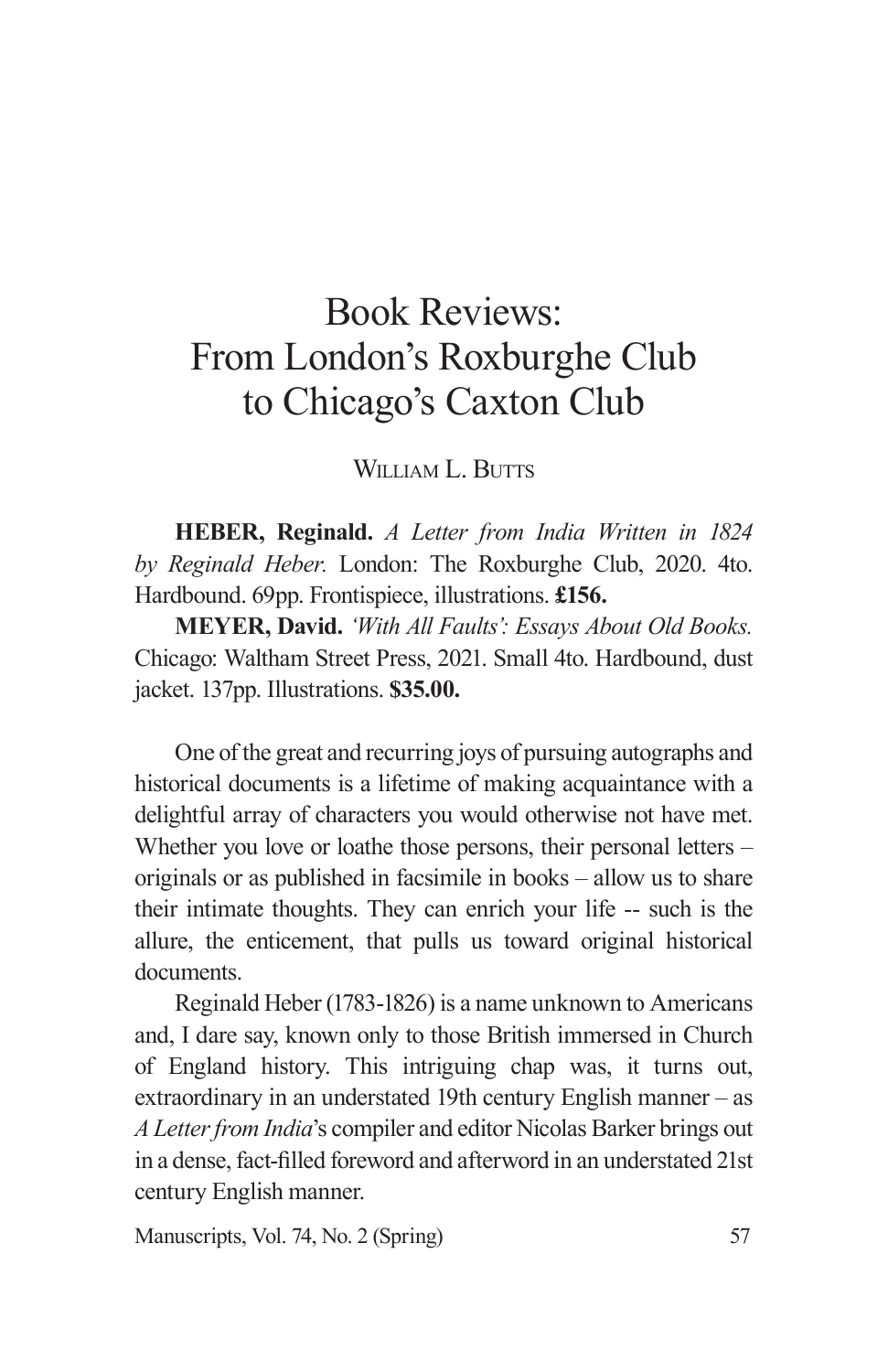# Book Reviews: From London's Roxburghe Club to Chicago's Caxton Club

William L. Butts

**HEBER, Reginald.** *A Letter from India Written in 1824 by Reginald Heber.* London: The Roxburghe Club, 2020. 4to. Hardbound. 69pp. Frontispiece, illustrations. **£156.**

**MEYER, David.** *'With All Faults': Essays About Old Books.* Chicago: Waltham Street Press, 2021. Small 4to. Hardbound, dust jacket. 137pp. Illustrations. **$35.00.**

One of the great and recurring joys of pursuing autographs and historical documents is a lifetime of making acquaintance with a delightful array of characters you would otherwise not have met. Whether you love or loathe those persons, their personal letters – originals or as published in facsimile in books – allow us to share their intimate thoughts. They can enrich your life -- such is the allure, the enticement, that pulls us toward original historical documents.

Reginald Heber (1783-1826) is a name unknown to Americans and, I dare say, known only to those British immersed in Church of England history. This intriguing chap was, it turns out, extraordinary in an understated 19th century English manner – as *A Letter from India*'s compiler and editor Nicolas Barker brings out in a dense, fact-filled foreword and afterword in an understated 21st century English manner.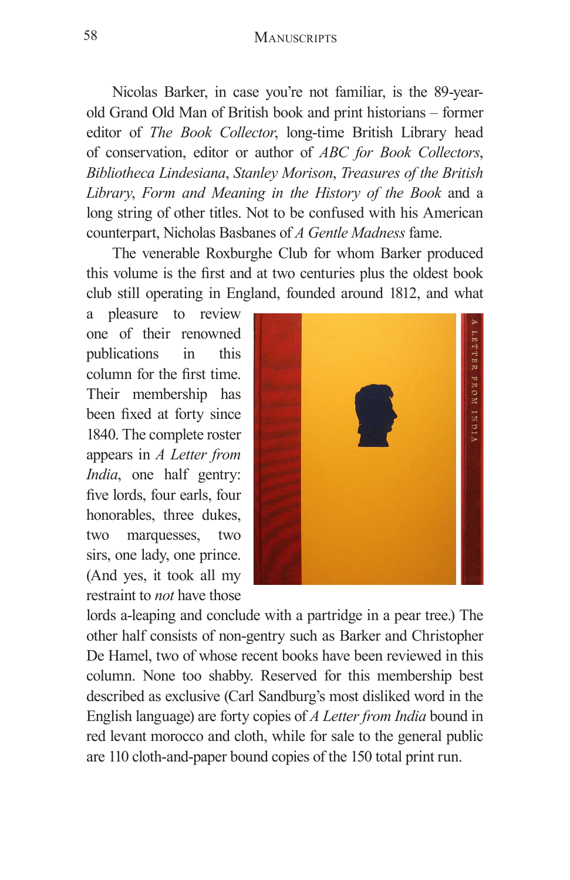Nicolas Barker, in case you're not familiar, is the 89-year-old Grand Old Man of British book and print historians – former editor of *The Book Collector*, long-time British Library head of conservation, editor or author of *ABC for Book Collectors*, *Bibliotheca Lindesiana*, *Stanley Morison*, *Treasures of the British Library*, *Form and Meaning in the History of the Book* and a long string of other titles. Not to be confused with his American counterpart, Nicholas Basbanes of *A Gentle Madness* fame.

The venerable Roxburghe Club for whom Barker produced this volume is the first and at two centuries plus the oldest book club still operating in England, founded around 1812, and what a pleasure to review one of their renowned publications in this column for the first time. Their membership has been fixed at forty since 1840. The complete roster appears in *A Letter from India*, one half gentry: five lords, four earls, four honorables, three dukes, two marquesses, two sirs, one lady, one prince. (And yes, it took all my restraint to *not* have those lords a-leaping and conclude with a partridge in a pear tree.) The other half consists of non-gentry such as Barker and Christopher De Hamel, two of whose recent books have been reviewed in this column. None too shabby. Reserved for this membership best described as exclusive (Carl Sandburg's most disliked word in the English language) are forty copies of *A Letter from India* bound in red levant morocco and cloth, while for sale to the general public are 110 cloth-and-paper bound copies of the 150 total print run.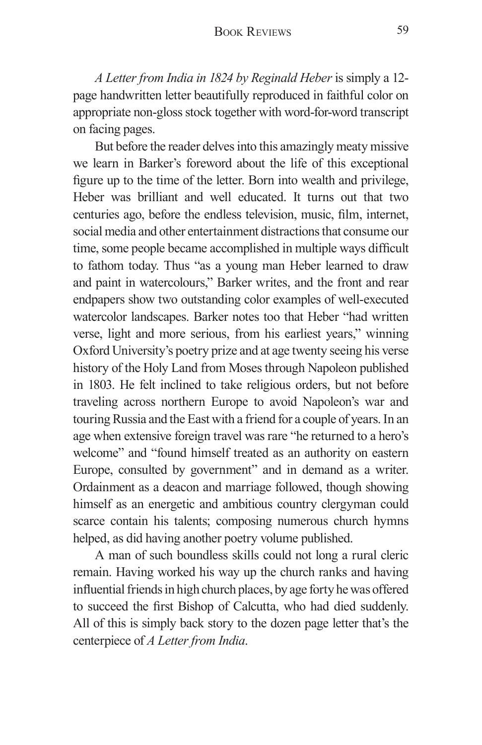*A Letter from India in 1824 by Reginald Heber* is simply a 12-page handwritten letter beautifully reproduced in faithful color on appropriate non-gloss stock together with word-for-word transcript on facing pages.

But before the reader delves into this amazingly meaty missive we learn in Barker's foreword about the life of this exceptional figure up to the time of the letter. Born into wealth and privilege, Heber was brilliant and well educated. It turns out that two centuries ago, before the endless television, music, film, internet, social media and other entertainment distractions that consume our time, some people became accomplished in multiple ways difficult to fathom today. Thus "as a young man Heber learned to draw and paint in watercolours," Barker writes, and the front and rear endpapers show two outstanding color examples of well-executed watercolor landscapes. Barker notes too that Heber "had written verse, light and more serious, from his earliest years," winning Oxford University's poetry prize and at age twenty seeing his verse history of the Holy Land from Moses through Napoleon published in 1803. He felt inclined to take religious orders, but not before traveling across northern Europe to avoid Napoleon's war and touring Russia and the East with a friend for a couple of years. In an age when extensive foreign travel was rare "he returned to a hero's welcome" and "found himself treated as an authority on eastern Europe, consulted by government" and in demand as a writer. Ordainment as a deacon and marriage followed, though showing himself as an energetic and ambitious country clergyman could scarce contain his talents; composing numerous church hymns helped, as did having another poetry volume published.

A man of such boundless skills could not long a rural cleric remain. Having worked his way up the church ranks and having influential friends in high church places, by age forty he was offered to succeed the first Bishop of Calcutta, who had died suddenly. All of this is simply back story to the dozen page letter that's the centerpiece of *A Letter from India*.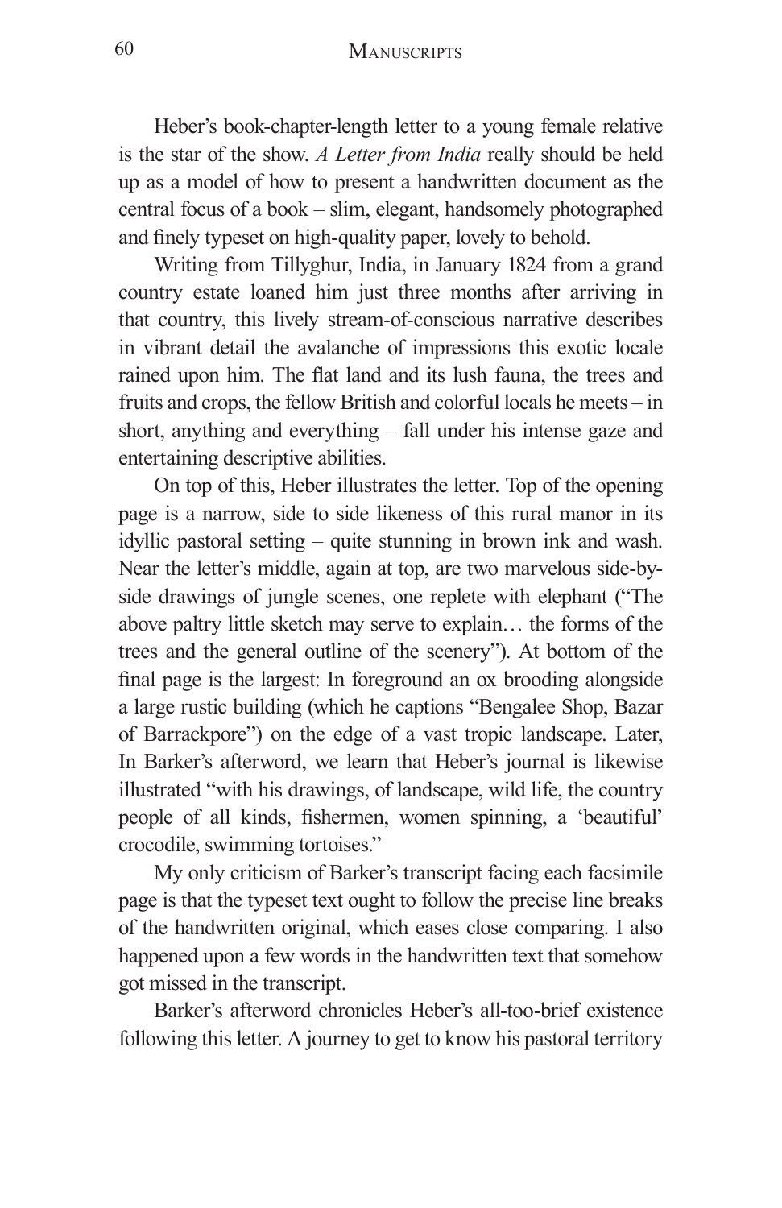Heber's book-chapter-length letter to a young female relative is the star of the show. *A Letter from India* really should be held up as a model of how to present a handwritten document as the central focus of a book – slim, elegant, handsomely photographed and finely typeset on high-quality paper, lovely to behold.

Writing from Tillyghur, India, in January 1824 from a grand country estate loaned him just three months after arriving in that country, this lively stream-of-conscious narrative describes in vibrant detail the avalanche of impressions this exotic locale rained upon him. The flat land and its lush fauna, the trees and fruits and crops, the fellow British and colorful locals he meets – in short, anything and everything – fall under his intense gaze and entertaining descriptive abilities.

On top of this, Heber illustrates the letter. Top of the opening page is a narrow, side to side likeness of this rural manor in its idyllic pastoral setting – quite stunning in brown ink and wash. Near the letter's middle, again at top, are two marvelous side-by-side drawings of jungle scenes, one replete with elephant ("The above paltry little sketch may serve to explain… the forms of the trees and the general outline of the scenery"). At bottom of the final page is the largest: In foreground an ox brooding alongside a large rustic building (which he captions "Bengalee Shop, Bazar of Barrackpore") on the edge of a vast tropic landscape. Later, In Barker's afterword, we learn that Heber's journal is likewise illustrated "with his drawings, of landscape, wild life, the country people of all kinds, fishermen, women spinning, a 'beautiful' crocodile, swimming tortoises."

My only criticism of Barker's transcript facing each facsimile page is that the typeset text ought to follow the precise line breaks of the handwritten original, which eases close comparing. I also happened upon a few words in the handwritten text that somehow got missed in the transcript.

Barker's afterword chronicles Heber's all-too-brief existence following this letter. A journey to get to know his pastoral territory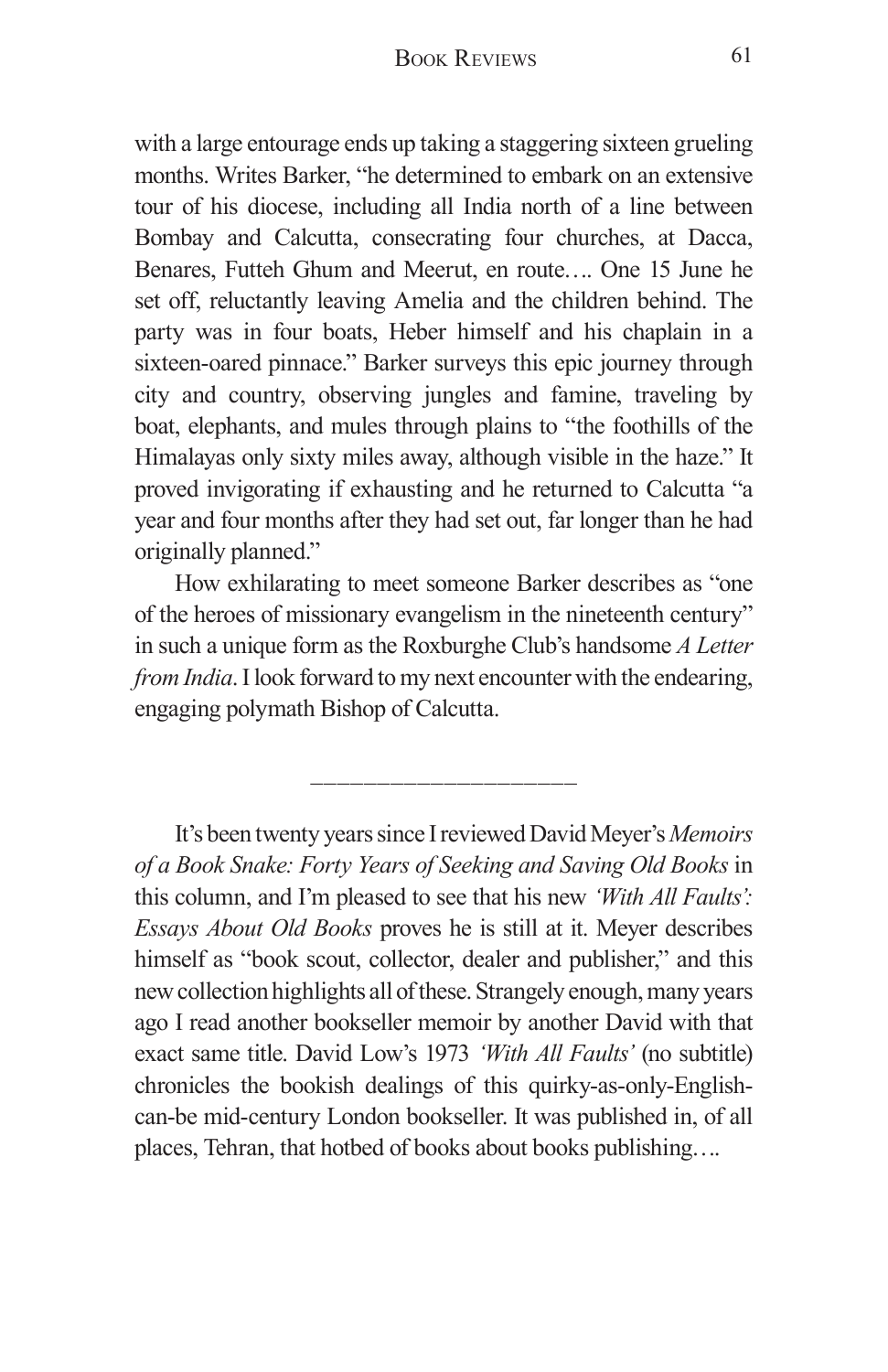with a large entourage ends up taking a staggering sixteen grueling months. Writes Barker, "he determined to embark on an extensive tour of his diocese, including all India north of a line between Bombay and Calcutta, consecrating four churches, at Dacca, Benares, Futteh Ghum and Meerut, en route…. One 15 June he set off, reluctantly leaving Amelia and the children behind. The party was in four boats, Heber himself and his chaplain in a sixteen-oared pinnace." Barker surveys this epic journey through city and country, observing jungles and famine, traveling by boat, elephants, and mules through plains to "the foothills of the Himalayas only sixty miles away, although visible in the haze." It proved invigorating if exhausting and he returned to Calcutta "a year and four months after they had set out, far longer than he had originally planned."

How exhilarating to meet someone Barker describes as "one of the heroes of missionary evangelism in the nineteenth century" in such a unique form as the Roxburghe Club's handsome *A Letter from India*. I look forward to my next encounter with the endearing, engaging polymath Bishop of Calcutta.

---

It's been twenty years since I reviewed David Meyer's *Memoirs of a Book Snake: Forty Years of Seeking and Saving Old Books* in this column, and I'm pleased to see that his new *'With All Faults': Essays About Old Books* proves he is still at it. Meyer describes himself as "book scout, collector, dealer and publisher," and this new collection highlights all of these. Strangely enough, many years ago I read another bookseller memoir by another David with that exact same title. David Low's 1973 *'With All Faults'* (no subtitle) chronicles the bookish dealings of this quirky-as-only-English-can-be mid-century London bookseller. It was published in, of all places, Tehran, that hotbed of books about books publishing….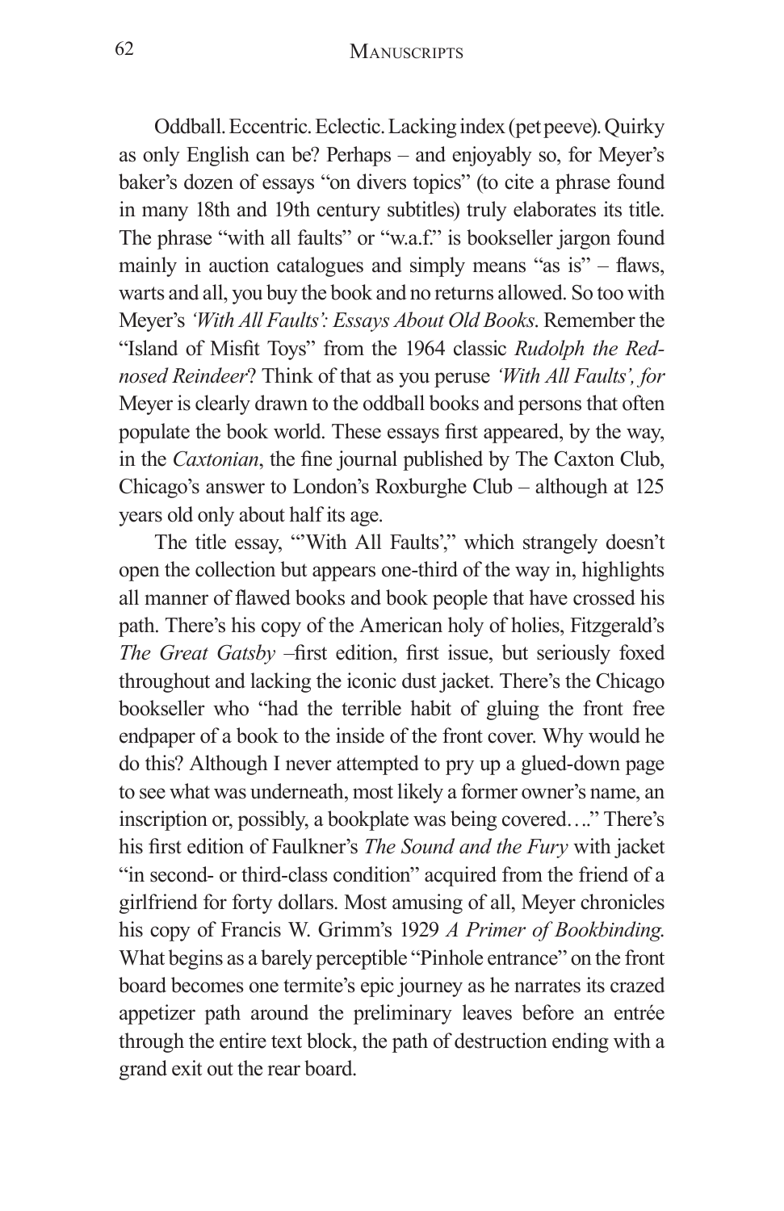Oddball. Eccentric. Eclectic. Lacking index (pet peeve). Quirky as only English can be? Perhaps – and enjoyably so, for Meyer's baker's dozen of essays "on divers topics" (to cite a phrase found in many 18th and 19th century subtitles) truly elaborates its title. The phrase "with all faults" or "w.a.f." is bookseller jargon found mainly in auction catalogues and simply means "as is" – flaws, warts and all, you buy the book and no returns allowed. So too with Meyer's *'With All Faults': Essays About Old Books*. Remember the "Island of Misfit Toys" from the 1964 classic *Rudolph the Red-nosed Reindeer*? Think of that as you peruse *'With All Faults', for* Meyer is clearly drawn to the oddball books and persons that often populate the book world. These essays first appeared, by the way, in the *Caxtonian*, the fine journal published by The Caxton Club, Chicago's answer to London's Roxburghe Club – although at 125 years old only about half its age.

The title essay, "'With All Faults'," which strangely doesn't open the collection but appears one-third of the way in, highlights all manner of flawed books and book people that have crossed his path. There's his copy of the American holy of holies, Fitzgerald's *The Great Gatsby* –first edition, first issue, but seriously foxed throughout and lacking the iconic dust jacket. There's the Chicago bookseller who "had the terrible habit of gluing the front free endpaper of a book to the inside of the front cover. Why would he do this? Although I never attempted to pry up a glued-down page to see what was underneath, most likely a former owner's name, an inscription or, possibly, a bookplate was being covered…." There's his first edition of Faulkner's *The Sound and the Fury* with jacket "in second- or third-class condition" acquired from the friend of a girlfriend for forty dollars. Most amusing of all, Meyer chronicles his copy of Francis W. Grimm's 1929 *A Primer of Bookbinding*. What begins as a barely perceptible "Pinhole entrance" on the front board becomes one termite's epic journey as he narrates its crazed appetizer path around the preliminary leaves before an entrée through the entire text block, the path of destruction ending with a grand exit out the rear board.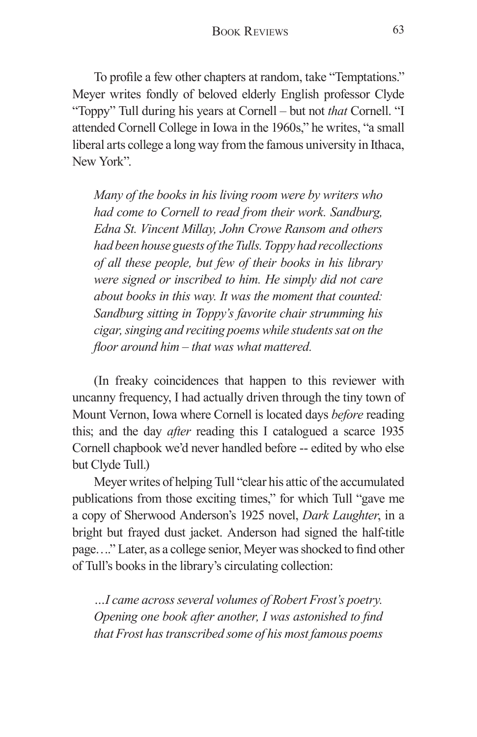To profile a few other chapters at random, take "Temptations." Meyer writes fondly of beloved elderly English professor Clyde "Toppy" Tull during his years at Cornell – but not *that* Cornell. "I attended Cornell College in Iowa in the 1960s," he writes, "a small liberal arts college a long way from the famous university in Ithaca, New York".

> *Many of the books in his living room were by writers who had come to Cornell to read from their work. Sandburg, Edna St. Vincent Millay, John Crowe Ransom and others had been house guests of the Tulls. Toppy had recollections of all these people, but few of their books in his library were signed or inscribed to him. He simply did not care about books in this way. It was the moment that counted: Sandburg sitting in Toppy's favorite chair strumming his cigar, singing and reciting poems while students sat on the floor around him – that was what mattered.*

(In freaky coincidences that happen to this reviewer with uncanny frequency, I had actually driven through the tiny town of Mount Vernon, Iowa where Cornell is located days *before* reading this; and the day *after* reading this I catalogued a scarce 1935 Cornell chapbook we'd never handled before -- edited by who else but Clyde Tull.)

Meyer writes of helping Tull "clear his attic of the accumulated publications from those exciting times," for which Tull "gave me a copy of Sherwood Anderson's 1925 novel, *Dark Laughter*, in a bright but frayed dust jacket. Anderson had signed the half-title page…." Later, as a college senior, Meyer was shocked to find other of Tull's books in the library's circulating collection:

> *…I came across several volumes of Robert Frost's poetry. Opening one book after another, I was astonished to find that Frost has transcribed some of his most famous poems*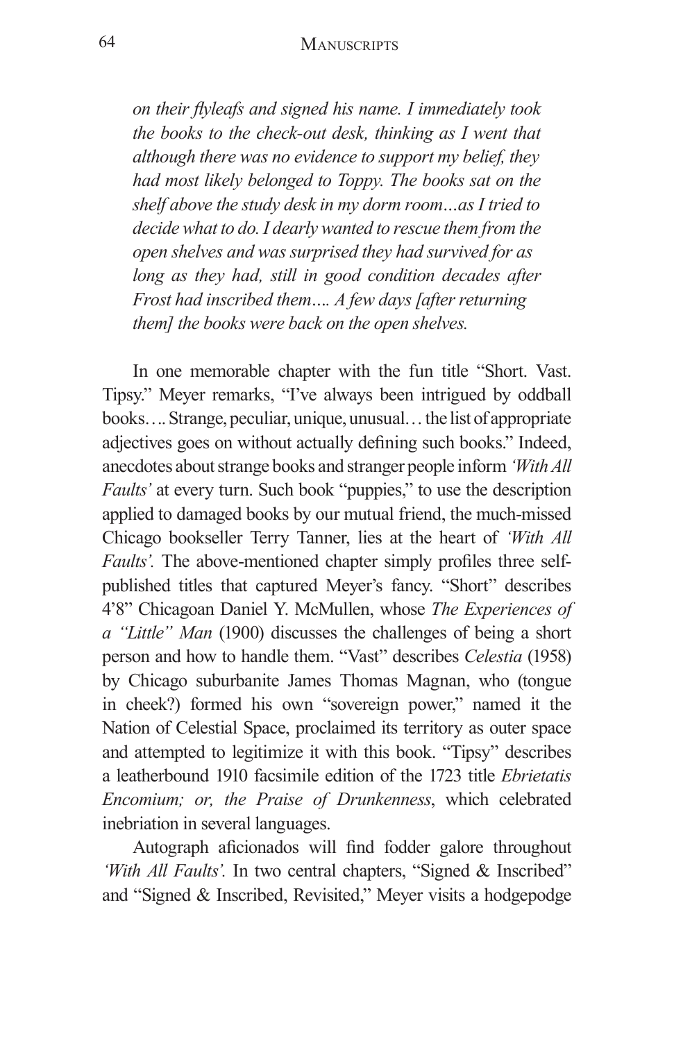*on their flyleafs and signed his name. I immediately took the books to the check-out desk, thinking as I went that although there was no evidence to support my belief, they had most likely belonged to Toppy. The books sat on the shelf above the study desk in my dorm room…as I tried to decide what to do. I dearly wanted to rescue them from the open shelves and was surprised they had survived for as long as they had, still in good condition decades after Frost had inscribed them…. A few days [after returning them] the books were back on the open shelves.*

In one memorable chapter with the fun title "Short. Vast. Tipsy." Meyer remarks, "I've always been intrigued by oddball books…. Strange, peculiar, unique, unusual… the list of appropriate adjectives goes on without actually defining such books." Indeed, anecdotes about strange books and stranger people inform *'With All Faults'* at every turn. Such book "puppies," to use the description applied to damaged books by our mutual friend, the much-missed Chicago bookseller Terry Tanner, lies at the heart of *'With All Faults'.* The above-mentioned chapter simply profiles three self-published titles that captured Meyer's fancy. "Short" describes 4'8" Chicagoan Daniel Y. McMullen, whose *The Experiences of a "Little" Man* (1900) discusses the challenges of being a short person and how to handle them. "Vast" describes *Celestia* (1958) by Chicago suburbanite James Thomas Magnan, who (tongue in cheek?) formed his own "sovereign power," named it the Nation of Celestial Space, proclaimed its territory as outer space and attempted to legitimize it with this book. "Tipsy" describes a leatherbound 1910 facsimile edition of the 1723 title *Ebrietatis Encomium; or, the Praise of Drunkenness*, which celebrated inebriation in several languages.

Autograph aficionados will find fodder galore throughout *'With All Faults'.* In two central chapters, "Signed & Inscribed" and "Signed & Inscribed, Revisited," Meyer visits a hodgepodge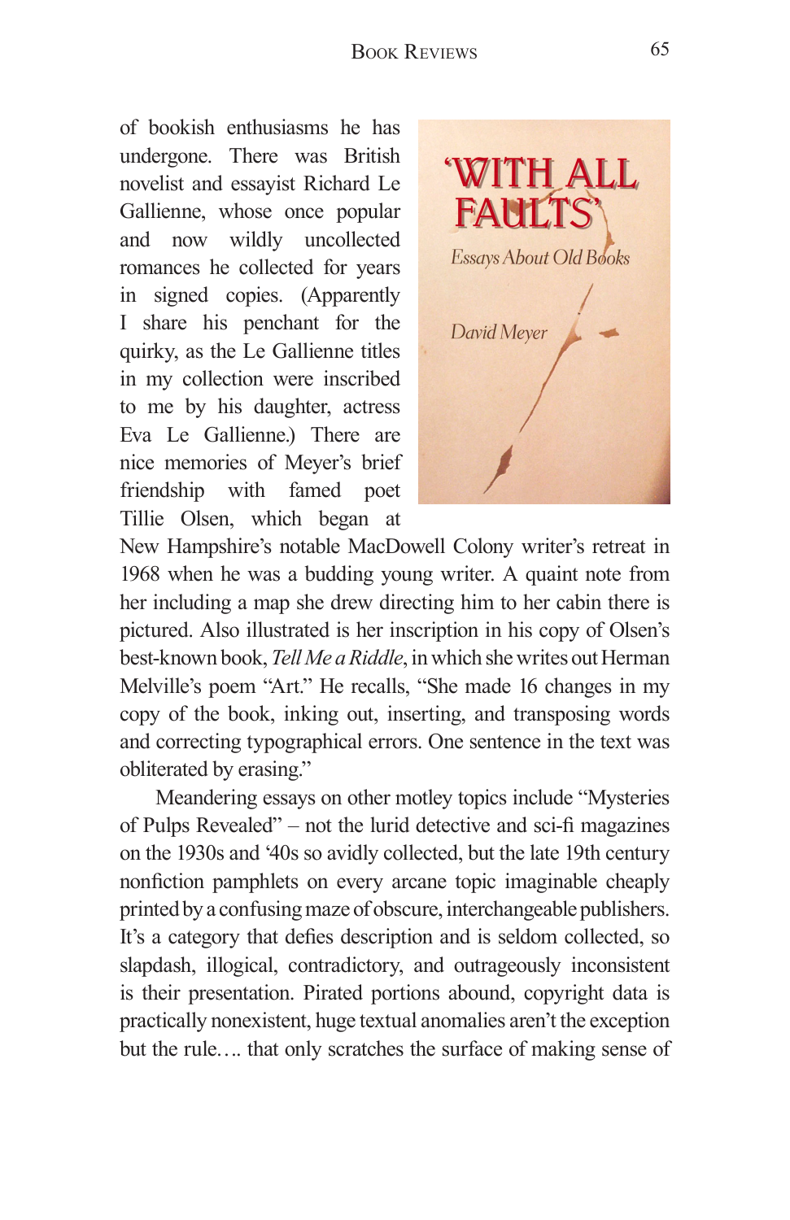of bookish enthusiasms he has undergone. There was British novelist and essayist Richard Le Gallienne, whose once popular and now wildly uncollected romances he collected for years in signed copies. (Apparently I share his penchant for the quirky, as the Le Gallienne titles in my collection were inscribed to me by his daughter, actress Eva Le Gallienne.) There are nice memories of Meyer's brief friendship with famed poet Tillie Olsen, which began at New Hampshire's notable MacDowell Colony writer's retreat in 1968 when he was a budding young writer. A quaint note from her including a map she drew directing him to her cabin there is pictured. Also illustrated is her inscription in his copy of Olsen's best-known book, *Tell Me a Riddle*, in which she writes out Herman Melville's poem "Art." He recalls, "She made 16 changes in my copy of the book, inking out, inserting, and transposing words and correcting typographical errors. One sentence in the text was obliterated by erasing."

Meandering essays on other motley topics include "Mysteries of Pulps Revealed" – not the lurid detective and sci-fi magazines on the 1930s and '40s so avidly collected, but the late 19th century nonfiction pamphlets on every arcane topic imaginable cheaply printed by a confusing maze of obscure, interchangeable publishers. It's a category that defies description and is seldom collected, so slapdash, illogical, contradictory, and outrageously inconsistent is their presentation. Pirated portions abound, copyright data is practically nonexistent, huge textual anomalies aren't the exception but the rule…. that only scratches the surface of making sense of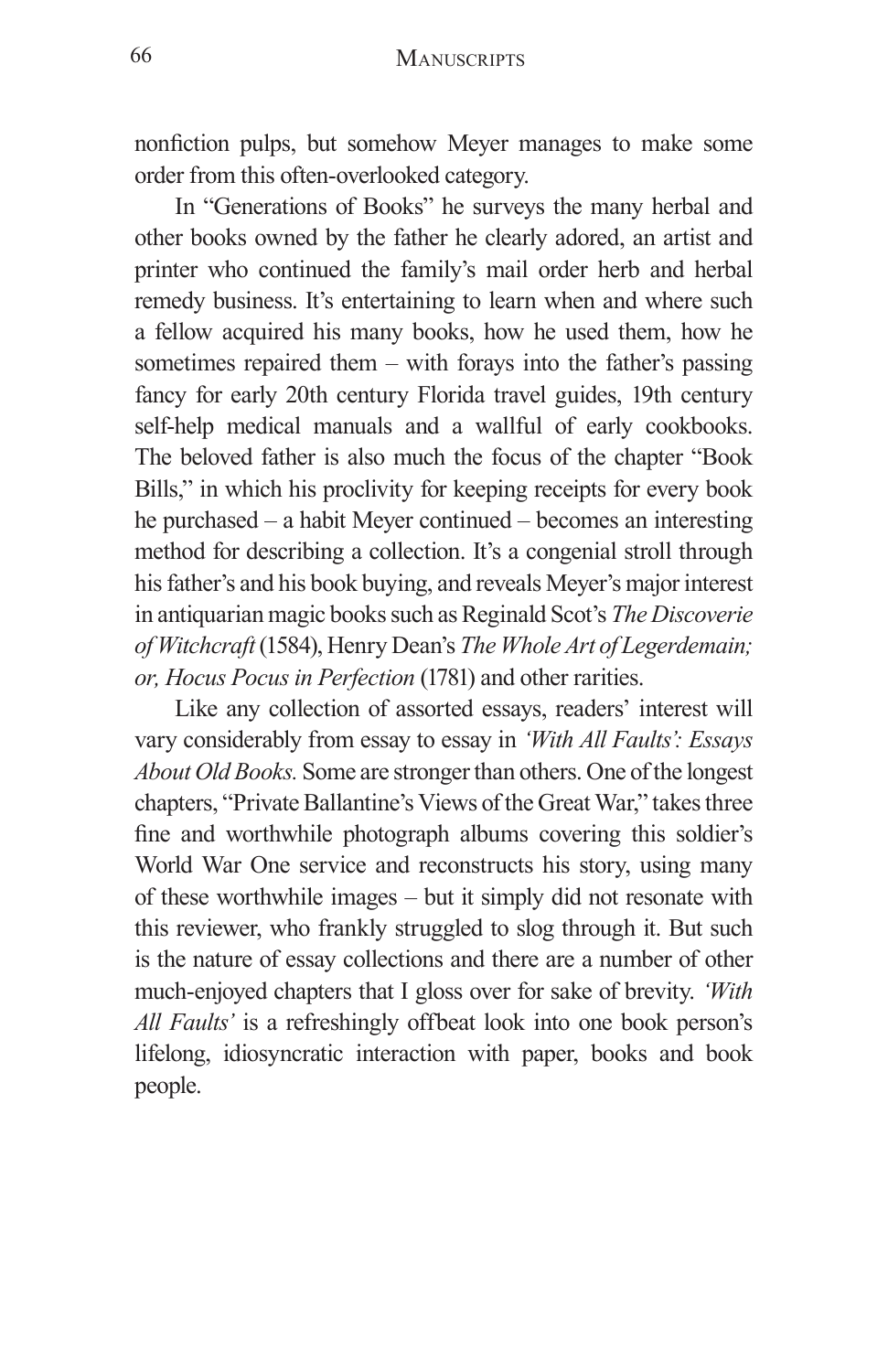nonfiction pulps, but somehow Meyer manages to make some order from this often-overlooked category.

In “Generations of Books” he surveys the many herbal and other books owned by the father he clearly adored, an artist and printer who continued the family’s mail order herb and herbal remedy business. It’s entertaining to learn when and where such a fellow acquired his many books, how he used them, how he sometimes repaired them – with forays into the father’s passing fancy for early 20th century Florida travel guides, 19th century self-help medical manuals and a wallful of early cookbooks. The beloved father is also much the focus of the chapter “Book Bills,” in which his proclivity for keeping receipts for every book he purchased – a habit Meyer continued – becomes an interesting method for describing a collection. It’s a congenial stroll through his father’s and his book buying, and reveals Meyer’s major interest in antiquarian magic books such as Reginald Scot’s *The Discoverie of Witchcraft* (1584), Henry Dean’s *The Whole Art of Legerdemain; or, Hocus Pocus in Perfection* (1781) and other rarities.

Like any collection of assorted essays, readers’ interest will vary considerably from essay to essay in *‘With All Faults’: Essays About Old Books.* Some are stronger than others. One of the longest chapters, “Private Ballantine’s Views of the Great War,” takes three fine and worthwhile photograph albums covering this soldier’s World War One service and reconstructs his story, using many of these worthwhile images – but it simply did not resonate with this reviewer, who frankly struggled to slog through it. But such is the nature of essay collections and there are a number of other much-enjoyed chapters that I gloss over for sake of brevity. *‘With All Faults’* is a refreshingly offbeat look into one book person’s lifelong, idiosyncratic interaction with paper, books and book people.